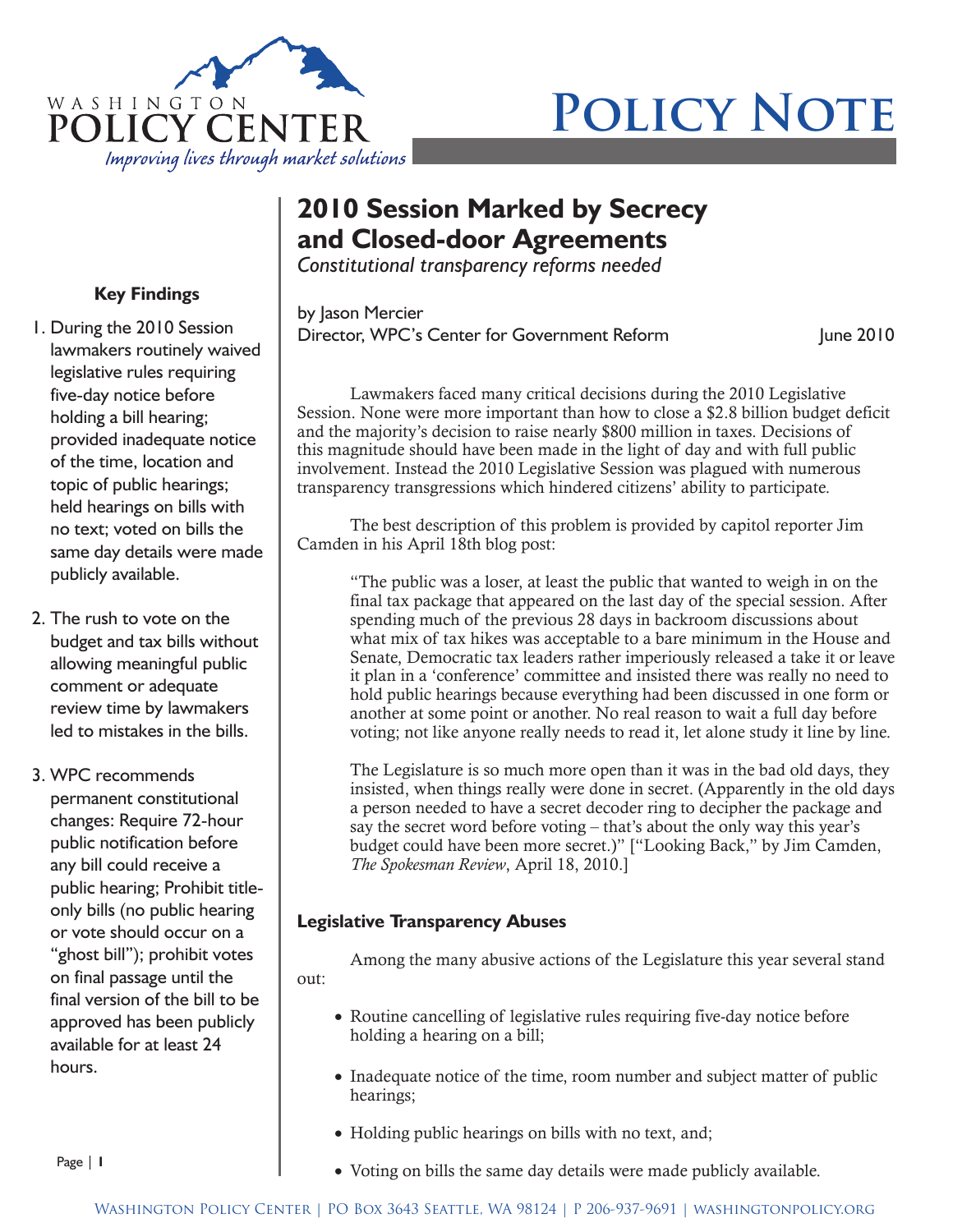# 2010 Session Marked by Secrecy and Closed-door Agreements

*Constitutional transparency reforms needed*

by Jason Mercier
Director, WPC's Center for Government Reform

June 2010

### Key Findings

1. During the 2010 Session lawmakers routinely waived legislative rules requiring five-day notice before holding a bill hearing; provided inadequate notice of the time, location and topic of public hearings; held hearings on bills with no text; voted on bills the same day details were made publicly available.
2. The rush to vote on the budget and tax bills without allowing meaningful public comment or adequate review time by lawmakers led to mistakes in the bills.
3. WPC recommends permanent constitutional changes: Require 72-hour public notification before any bill could receive a public hearing; Prohibit title-only bills (no public hearing or vote should occur on a "ghost bill"); prohibit votes on final passage until the final version of the bill to be approved has been publicly available for at least 24 hours.

Lawmakers faced many critical decisions during the 2010 Legislative Session. None were more important than how to close a $2.8 billion budget deficit and the majority's decision to raise nearly $800 million in taxes. Decisions of this magnitude should have been made in the light of day and with full public involvement. Instead the 2010 Legislative Session was plagued with numerous transparency transgressions which hindered citizens' ability to participate.

The best description of this problem is provided by capitol reporter Jim Camden in his April 18th blog post:

> "The public was a loser, at least the public that wanted to weigh in on the final tax package that appeared on the last day of the special session. After spending much of the previous 28 days in backroom discussions about what mix of tax hikes was acceptable to a bare minimum in the House and Senate, Democratic tax leaders rather imperiously released a take it or leave it plan in a 'conference' committee and insisted there was really no need to hold public hearings because everything had been discussed in one form or another at some point or another. No real reason to wait a full day before voting; not like anyone really needs to read it, let alone study it line by line.
>
> The Legislature is so much more open than it was in the bad old days, they insisted, when things really were done in secret. (Apparently in the old days a person needed to have a secret decoder ring to decipher the package and say the secret word before voting – that's about the only way this year's budget could have been more secret.)" ["Looking Back," by Jim Camden, *The Spokesman Review*, April 18, 2010.]

### Legislative Transparency Abuses

Among the many abusive actions of the Legislature this year several stand out:

- Routine cancelling of legislative rules requiring five-day notice before holding a hearing on a bill;
- Inadequate notice of the time, room number and subject matter of public hearings;
- Holding public hearings on bills with no text, and;
- Voting on bills the same day details were made publicly available.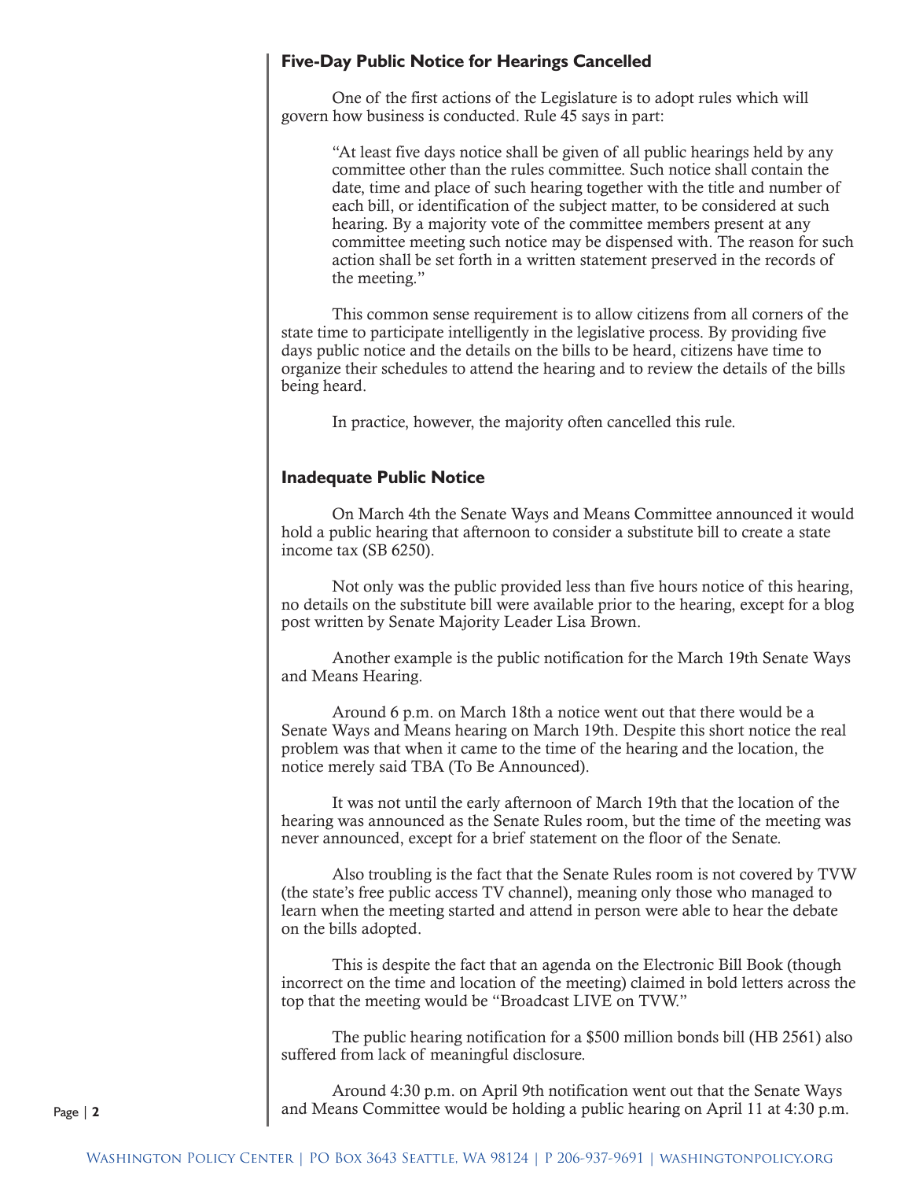### Five-Day Public Notice for Hearings Cancelled

One of the first actions of the Legislature is to adopt rules which will govern how business is conducted. Rule 45 says in part:

> "At least five days notice shall be given of all public hearings held by any committee other than the rules committee. Such notice shall contain the date, time and place of such hearing together with the title and number of each bill, or identification of the subject matter, to be considered at such hearing. By a majority vote of the committee members present at any committee meeting such notice may be dispensed with. The reason for such action shall be set forth in a written statement preserved in the records of the meeting."

This common sense requirement is to allow citizens from all corners of the state time to participate intelligently in the legislative process. By providing five days public notice and the details on the bills to be heard, citizens have time to organize their schedules to attend the hearing and to review the details of the bills being heard.

In practice, however, the majority often cancelled this rule.

### Inadequate Public Notice

On March 4th the Senate Ways and Means Committee announced it would hold a public hearing that afternoon to consider a substitute bill to create a state income tax (SB 6250).

Not only was the public provided less than five hours notice of this hearing, no details on the substitute bill were available prior to the hearing, except for a blog post written by Senate Majority Leader Lisa Brown.

Another example is the public notification for the March 19th Senate Ways and Means Hearing.

Around 6 p.m. on March 18th a notice went out that there would be a Senate Ways and Means hearing on March 19th. Despite this short notice the real problem was that when it came to the time of the hearing and the location, the notice merely said TBA (To Be Announced).

It was not until the early afternoon of March 19th that the location of the hearing was announced as the Senate Rules room, but the time of the meeting was never announced, except for a brief statement on the floor of the Senate.

Also troubling is the fact that the Senate Rules room is not covered by TVW (the state's free public access TV channel), meaning only those who managed to learn when the meeting started and attend in person were able to hear the debate on the bills adopted.

This is despite the fact that an agenda on the Electronic Bill Book (though incorrect on the time and location of the meeting) claimed in bold letters across the top that the meeting would be "Broadcast LIVE on TVW."

The public hearing notification for a $500 million bonds bill (HB 2561) also suffered from lack of meaningful disclosure.

Around 4:30 p.m. on April 9th notification went out that the Senate Ways and Means Committee would be holding a public hearing on April 11 at 4:30 p.m.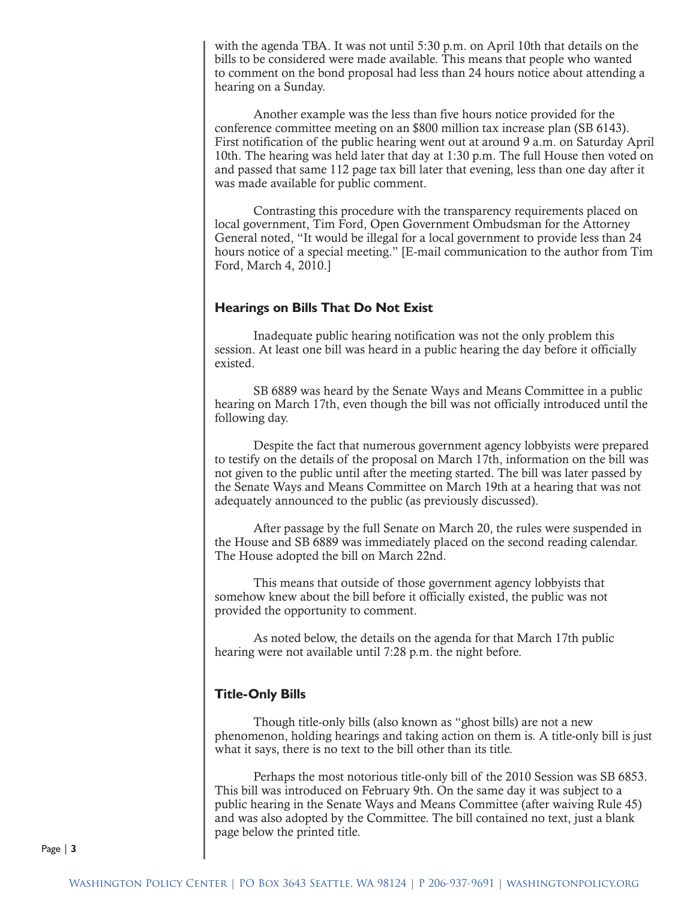with the agenda TBA. It was not until 5:30 p.m. on April 10th that details on the bills to be considered were made available. This means that people who wanted to comment on the bond proposal had less than 24 hours notice about attending a hearing on a Sunday.

Another example was the less than five hours notice provided for the conference committee meeting on an $800 million tax increase plan (SB 6143). First notification of the public hearing went out at around 9 a.m. on Saturday April 10th. The hearing was held later that day at 1:30 p.m. The full House then voted on and passed that same 112 page tax bill later that evening, less than one day after it was made available for public comment.

Contrasting this procedure with the transparency requirements placed on local government, Tim Ford, Open Government Ombudsman for the Attorney General noted, "It would be illegal for a local government to provide less than 24 hours notice of a special meeting." [E-mail communication to the author from Tim Ford, March 4, 2010.]

### Hearings on Bills That Do Not Exist

Inadequate public hearing notification was not the only problem this session. At least one bill was heard in a public hearing the day before it officially existed.

SB 6889 was heard by the Senate Ways and Means Committee in a public hearing on March 17th, even though the bill was not officially introduced until the following day.

Despite the fact that numerous government agency lobbyists were prepared to testify on the details of the proposal on March 17th, information on the bill was not given to the public until after the meeting started. The bill was later passed by the Senate Ways and Means Committee on March 19th at a hearing that was not adequately announced to the public (as previously discussed).

After passage by the full Senate on March 20, the rules were suspended in the House and SB 6889 was immediately placed on the second reading calendar. The House adopted the bill on March 22nd.

This means that outside of those government agency lobbyists that somehow knew about the bill before it officially existed, the public was not provided the opportunity to comment.

As noted below, the details on the agenda for that March 17th public hearing were not available until 7:28 p.m. the night before.

### Title-Only Bills

Though title-only bills (also known as "ghost bills) are not a new phenomenon, holding hearings and taking action on them is. A title-only bill is just what it says, there is no text to the bill other than its title.

Perhaps the most notorious title-only bill of the 2010 Session was SB 6853. This bill was introduced on February 9th. On the same day it was subject to a public hearing in the Senate Ways and Means Committee (after waiving Rule 45) and was also adopted by the Committee. The bill contained no text, just a blank page below the printed title.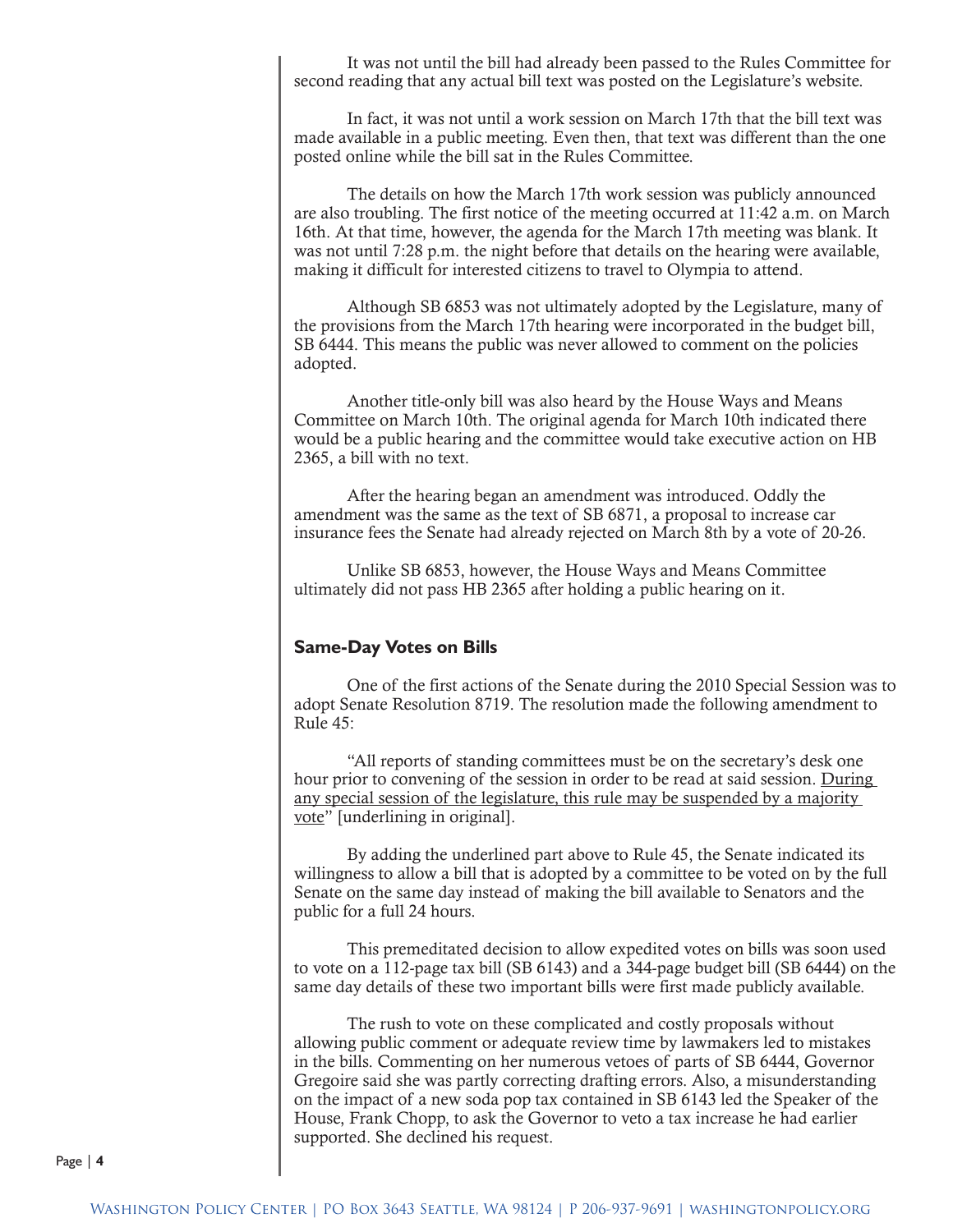It was not until the bill had already been passed to the Rules Committee for second reading that any actual bill text was posted on the Legislature's website.

In fact, it was not until a work session on March 17th that the bill text was made available in a public meeting. Even then, that text was different than the one posted online while the bill sat in the Rules Committee.

The details on how the March 17th work session was publicly announced are also troubling. The first notice of the meeting occurred at 11:42 a.m. on March 16th. At that time, however, the agenda for the March 17th meeting was blank. It was not until 7:28 p.m. the night before that details on the hearing were available, making it difficult for interested citizens to travel to Olympia to attend.

Although SB 6853 was not ultimately adopted by the Legislature, many of the provisions from the March 17th hearing were incorporated in the budget bill, SB 6444. This means the public was never allowed to comment on the policies adopted.

Another title-only bill was also heard by the House Ways and Means Committee on March 10th. The original agenda for March 10th indicated there would be a public hearing and the committee would take executive action on HB 2365, a bill with no text.

After the hearing began an amendment was introduced. Oddly the amendment was the same as the text of SB 6871, a proposal to increase car insurance fees the Senate had already rejected on March 8th by a vote of 20-26.

Unlike SB 6853, however, the House Ways and Means Committee ultimately did not pass HB 2365 after holding a public hearing on it.

### Same-Day Votes on Bills

One of the first actions of the Senate during the 2010 Special Session was to adopt Senate Resolution 8719. The resolution made the following amendment to Rule 45:

"All reports of standing committees must be on the secretary's desk one hour prior to convening of the session in order to be read at said session. <u>During any special session of the legislature, this rule may be suspended by a majority vote</u>" [underlining in original].

By adding the underlined part above to Rule 45, the Senate indicated its willingness to allow a bill that is adopted by a committee to be voted on by the full Senate on the same day instead of making the bill available to Senators and the public for a full 24 hours.

This premeditated decision to allow expedited votes on bills was soon used to vote on a 112-page tax bill (SB 6143) and a 344-page budget bill (SB 6444) on the same day details of these two important bills were first made publicly available.

The rush to vote on these complicated and costly proposals without allowing public comment or adequate review time by lawmakers led to mistakes in the bills. Commenting on her numerous vetoes of parts of SB 6444, Governor Gregoire said she was partly correcting drafting errors. Also, a misunderstanding on the impact of a new soda pop tax contained in SB 6143 led the Speaker of the House, Frank Chopp, to ask the Governor to veto a tax increase he had earlier supported. She declined his request.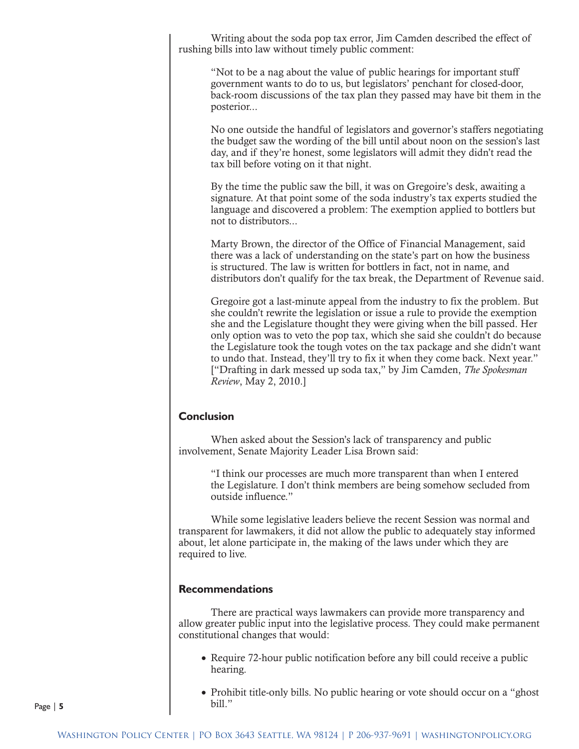Writing about the soda pop tax error, Jim Camden described the effect of rushing bills into law without timely public comment:

> "Not to be a nag about the value of public hearings for important stuff government wants to do to us, but legislators' penchant for closed-door, back-room discussions of the tax plan they passed may have bit them in the posterior...
>
> No one outside the handful of legislators and governor's staffers negotiating the budget saw the wording of the bill until about noon on the session's last day, and if they're honest, some legislators will admit they didn't read the tax bill before voting on it that night.
>
> By the time the public saw the bill, it was on Gregoire's desk, awaiting a signature. At that point some of the soda industry's tax experts studied the language and discovered a problem: The exemption applied to bottlers but not to distributors...
>
> Marty Brown, the director of the Office of Financial Management, said there was a lack of understanding on the state's part on how the business is structured. The law is written for bottlers in fact, not in name, and distributors don't qualify for the tax break, the Department of Revenue said.
>
> Gregoire got a last-minute appeal from the industry to fix the problem. But she couldn't rewrite the legislation or issue a rule to provide the exemption she and the Legislature thought they were giving when the bill passed. Her only option was to veto the pop tax, which she said she couldn't do because the Legislature took the tough votes on the tax package and she didn't want to undo that. Instead, they'll try to fix it when they come back. Next year." ["Drafting in dark messed up soda tax," by Jim Camden, *The Spokesman Review*, May 2, 2010.]

## Conclusion

When asked about the Session's lack of transparency and public involvement, Senate Majority Leader Lisa Brown said:

> "I think our processes are much more transparent than when I entered the Legislature. I don't think members are being somehow secluded from outside influence."

While some legislative leaders believe the recent Session was normal and transparent for lawmakers, it did not allow the public to adequately stay informed about, let alone participate in, the making of the laws under which they are required to live.

## Recommendations

There are practical ways lawmakers can provide more transparency and allow greater public input into the legislative process. They could make permanent constitutional changes that would:

- Require 72-hour public notification before any bill could receive a public hearing.
- Prohibit title-only bills. No public hearing or vote should occur on a "ghost bill."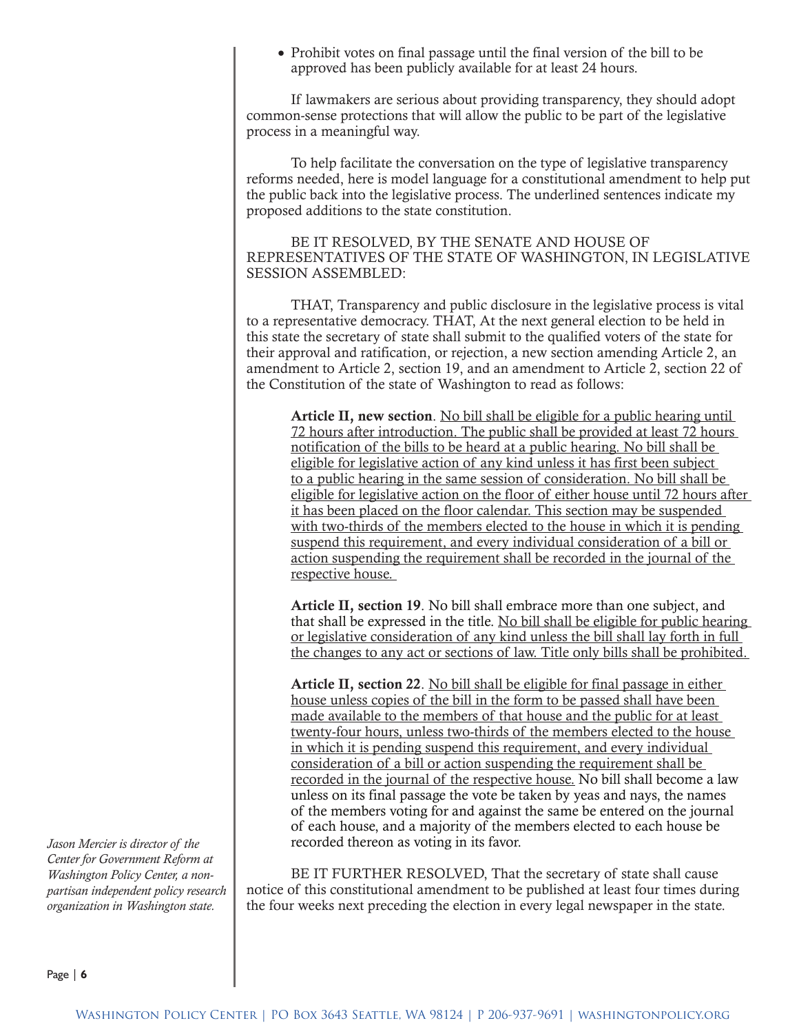- Prohibit votes on final passage until the final version of the bill to be approved has been publicly available for at least 24 hours.

If lawmakers are serious about providing transparency, they should adopt common-sense protections that will allow the public to be part of the legislative process in a meaningful way.

To help facilitate the conversation on the type of legislative transparency reforms needed, here is model language for a constitutional amendment to help put the public back into the legislative process. The underlined sentences indicate my proposed additions to the state constitution.

BE IT RESOLVED, BY THE SENATE AND HOUSE OF REPRESENTATIVES OF THE STATE OF WASHINGTON, IN LEGISLATIVE SESSION ASSEMBLED:

THAT, Transparency and public disclosure in the legislative process is vital to a representative democracy. THAT, At the next general election to be held in this state the secretary of state shall submit to the qualified voters of the state for their approval and ratification, or rejection, a new section amending Article 2, an amendment to Article 2, section 19, and an amendment to Article 2, section 22 of the Constitution of the state of Washington to read as follows:

> **Article II, new section**. <u>No bill shall be eligible for a public hearing until 72 hours after introduction. The public shall be provided at least 72 hours notification of the bills to be heard at a public hearing. No bill shall be eligible for legislative action of any kind unless it has first been subject to a public hearing in the same session of consideration. No bill shall be eligible for legislative action on the floor of either house until 72 hours after it has been placed on the floor calendar. This section may be suspended with two-thirds of the members elected to the house in which it is pending suspend this requirement, and every individual consideration of a bill or action suspending the requirement shall be recorded in the journal of the respective house.</u>
>
> **Article II, section 19**. No bill shall embrace more than one subject, and that shall be expressed in the title. <u>No bill shall be eligible for public hearing or legislative consideration of any kind unless the bill shall lay forth in full the changes to any act or sections of law. Title only bills shall be prohibited.</u>
>
> **Article II, section 22**. <u>No bill shall be eligible for final passage in either house unless copies of the bill in the form to be passed shall have been made available to the members of that house and the public for at least twenty-four hours, unless two-thirds of the members elected to the house in which it is pending suspend this requirement, and every individual consideration of a bill or action suspending the requirement shall be recorded in the journal of the respective house.</u> No bill shall become a law unless on its final passage the vote be taken by yeas and nays, the names of the members voting for and against the same be entered on the journal of each house, and a majority of the members elected to each house be recorded thereon as voting in its favor.

BE IT FURTHER RESOLVED, That the secretary of state shall cause notice of this constitutional amendment to be published at least four times during the four weeks next preceding the election in every legal newspaper in the state.

*Jason Mercier is director of the Center for Government Reform at Washington Policy Center, a non-partisan independent policy research organization in Washington state.*